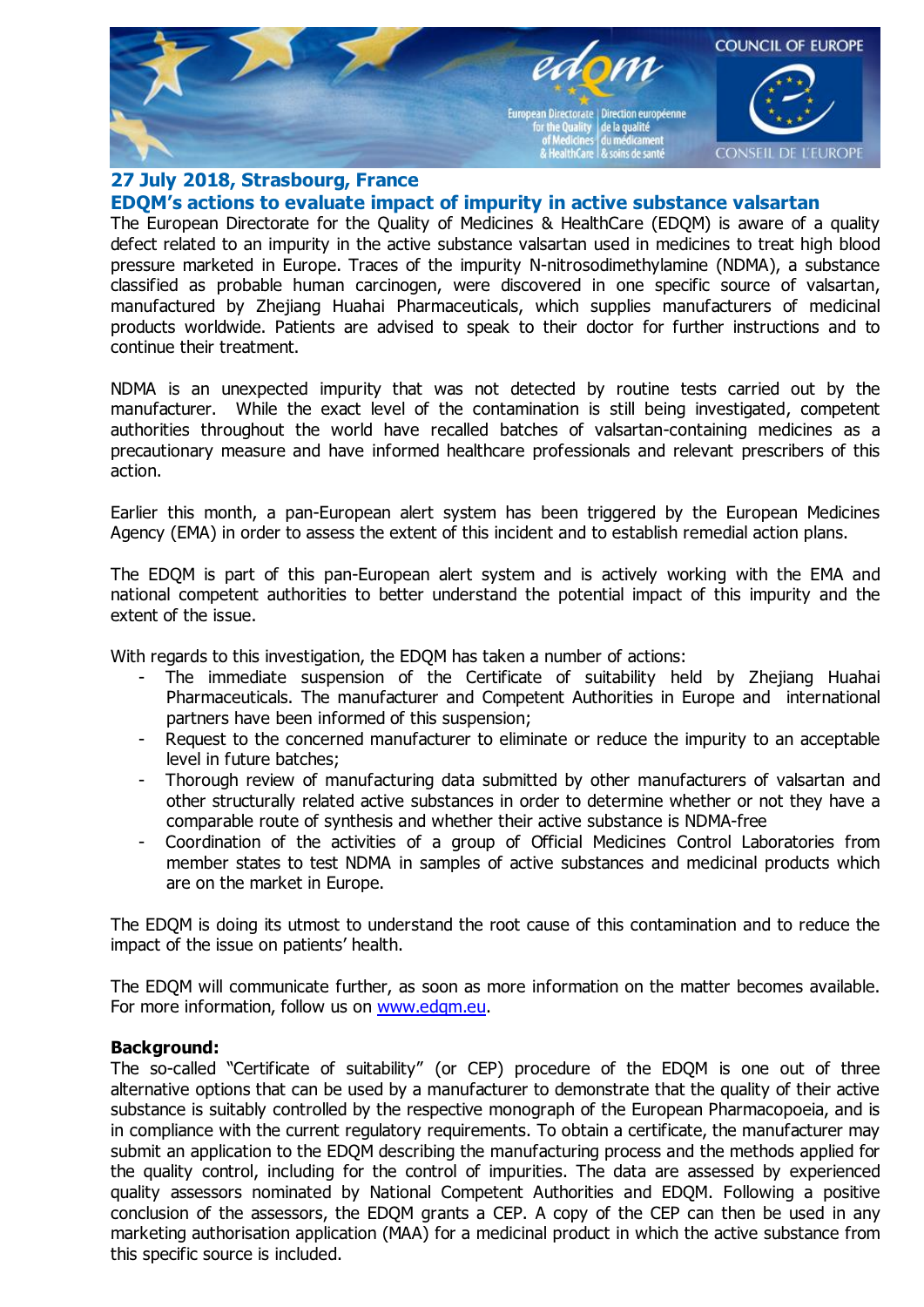**27 July 2018, Strasbourg, France**

## EDQM's actions to evaluate impact of impurity in active substance valsartan

The European Directorate for the Quality of Medicines & HealthCare (EDQM) is aware of a quality defect related to an impurity in the active substance valsartan used in medicines to treat high blood pressure marketed in Europe. Traces of the impurity N-nitrosodimethylamine (NDMA), a substance classified as probable human carcinogen, were discovered in one specific source of valsartan, manufactured by Zhejiang Huahai Pharmaceuticals, which supplies manufacturers of medicinal products worldwide. Patients are advised to speak to their doctor for further instructions and to continue their treatment.

NDMA is an unexpected impurity that was not detected by routine tests carried out by the manufacturer. While the exact level of the contamination is still being investigated, competent authorities throughout the world have recalled batches of valsartan-containing medicines as a precautionary measure and have informed healthcare professionals and relevant prescribers of this action.

Earlier this month, a pan-European alert system has been triggered by the European Medicines Agency (EMA) in order to assess the extent of this incident and to establish remedial action plans.

The EDQM is part of this pan-European alert system and is actively working with the EMA and national competent authorities to better understand the potential impact of this impurity and the extent of the issue.

With regards to this investigation, the EDQM has taken a number of actions:

- The immediate suspension of the Certificate of suitability held by Zhejiang Huahai Pharmaceuticals. The manufacturer and Competent Authorities in Europe and international partners have been informed of this suspension;
- Request to the concerned manufacturer to eliminate or reduce the impurity to an acceptable level in future batches;
- Thorough review of manufacturing data submitted by other manufacturers of valsartan and other structurally related active substances in order to determine whether or not they have a comparable route of synthesis and whether their active substance is NDMA-free
- Coordination of the activities of a group of Official Medicines Control Laboratories from member states to test NDMA in samples of active substances and medicinal products which are on the market in Europe.

The EDQM is doing its utmost to understand the root cause of this contamination and to reduce the impact of the issue on patients' health.

The EDQM will communicate further, as soon as more information on the matter becomes available. For more information, follow us on www.edqm.eu.

**Background:**

The so-called "Certificate of suitability" (or CEP) procedure of the EDQM is one out of three alternative options that can be used by a manufacturer to demonstrate that the quality of their active substance is suitably controlled by the respective monograph of the European Pharmacopoeia, and is in compliance with the current regulatory requirements. To obtain a certificate, the manufacturer may submit an application to the EDQM describing the manufacturing process and the methods applied for the quality control, including for the control of impurities. The data are assessed by experienced quality assessors nominated by National Competent Authorities and EDQM. Following a positive conclusion of the assessors, the EDQM grants a CEP. A copy of the CEP can then be used in any marketing authorisation application (MAA) for a medicinal product in which the active substance from this specific source is included.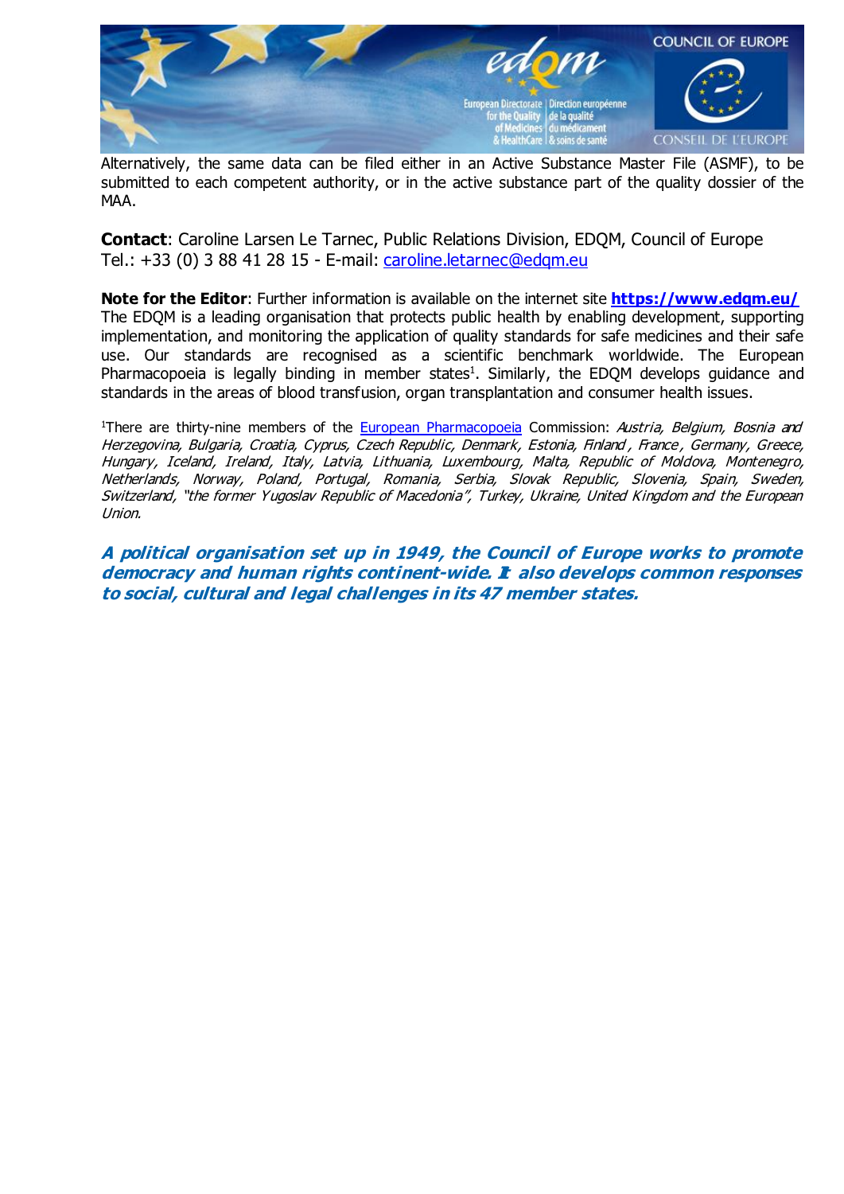Alternatively, the same data can be filed either in an Active Substance Master File (ASMF), to be submitted to each competent authority, or in the active substance part of the quality dossier of the MAA.

**Contact**: Caroline Larsen Le Tarnec, Public Relations Division, EDQM, Council of Europe
Tel.: +33 (0) 3 88 41 28 15 - E-mail: caroline.letarnec@edqm.eu

**Note for the Editor**: Further information is available on the internet site **https://www.edqm.eu/**
The EDQM is a leading organisation that protects public health by enabling development, supporting implementation, and monitoring the application of quality standards for safe medicines and their safe use. Our standards are recognised as a scientific benchmark worldwide. The European Pharmacopoeia is legally binding in member states[1]. Similarly, the EDQM develops guidance and standards in the areas of blood transfusion, organ transplantation and consumer health issues.

[1]There are thirty-nine members of the European Pharmacopoeia Commission: *Austria, Belgium, Bosnia and Herzegovina, Bulgaria, Croatia, Cyprus, Czech Republic, Denmark, Estonia, Finland, France, Germany, Greece, Hungary, Iceland, Ireland, Italy, Latvia, Lithuania, Luxembourg, Malta, Republic of Moldova, Montenegro, Netherlands, Norway, Poland, Portugal, Romania, Serbia, Slovak Republic, Slovenia, Spain, Sweden, Switzerland, "the former Yugoslav Republic of Macedonia", Turkey, Ukraine, United Kingdom and the European Union.*

***A political organisation set up in 1949, the Council of Europe works to promote democracy and human rights continent-wide. It also develops common responses to social, cultural and legal challenges in its 47 member states.***